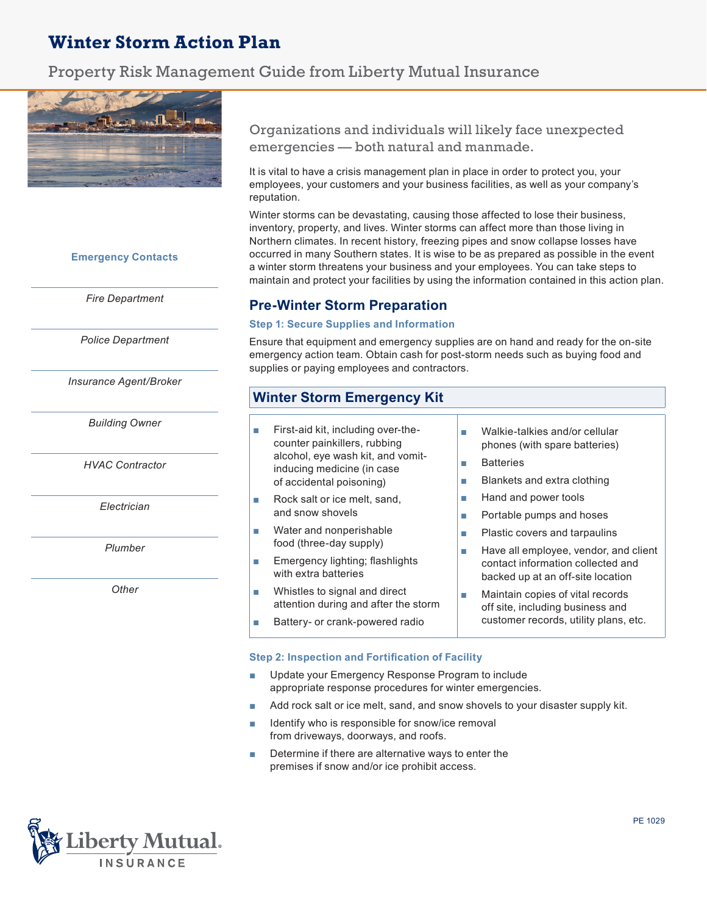# Winter Storm Action Plan

Property Risk Management Guide from Liberty Mutual Insurance

**Emergency Contacts**

*Fire Department*

*Police Department*

*Insurance Agent/Broker*

*Building Owner*

*HVAC Contractor*

*Electrician*

*Plumber*

*Other*

Organizations and individuals will likely face unexpected emergencies — both natural and manmade.

It is vital to have a crisis management plan in place in order to protect you, your employees, your customers and your business facilities, as well as your company's reputation.

Winter storms can be devastating, causing those affected to lose their business, inventory, property, and lives. Winter storms can affect more than those living in Northern climates. In recent history, freezing pipes and snow collapse losses have occurred in many Southern states. It is wise to be as prepared as possible in the event a winter storm threatens your business and your employees. You can take steps to maintain and protect your facilities by using the information contained in this action plan.

## Pre-Winter Storm Preparation

### Step 1: Secure Supplies and Information

Ensure that equipment and emergency supplies are on hand and ready for the on-site emergency action team. Obtain cash for post-storm needs such as buying food and supplies or paying employees and contractors.

### Winter Storm Emergency Kit

- First-aid kit, including over-the-counter painkillers, rubbing alcohol, eye wash kit, and vomit-inducing medicine (in case of accidental poisoning)
- Rock salt or ice melt, sand, and snow shovels
- Water and nonperishable food (three-day supply)
- Emergency lighting; flashlights with extra batteries
- Whistles to signal and direct attention during and after the storm
- Battery- or crank-powered radio
- Walkie-talkies and/or cellular phones (with spare batteries)
- Batteries
- Blankets and extra clothing
- Hand and power tools
- Portable pumps and hoses
- Plastic covers and tarpaulins
- Have all employee, vendor, and client contact information collected and backed up at an off-site location
- Maintain copies of vital records off site, including business and customer records, utility plans, etc.

### Step 2: Inspection and Fortification of Facility

- Update your Emergency Response Program to include appropriate response procedures for winter emergencies.
- Add rock salt or ice melt, sand, and snow shovels to your disaster supply kit.
- Identify who is responsible for snow/ice removal from driveways, doorways, and roofs.
- Determine if there are alternative ways to enter the premises if snow and/or ice prohibit access.

PE 1029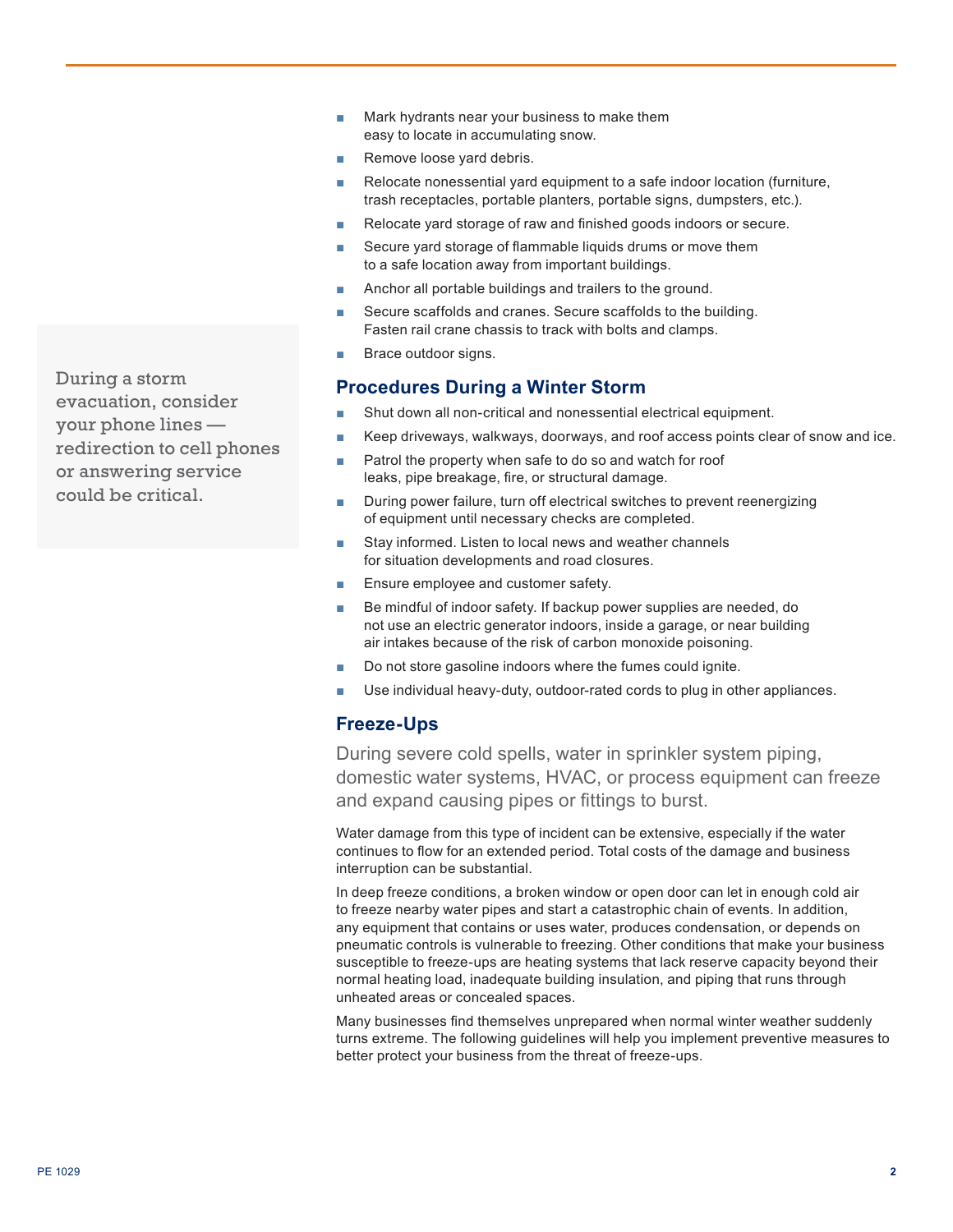- Mark hydrants near your business to make them easy to locate in accumulating snow.
- Remove loose yard debris.
- Relocate nonessential yard equipment to a safe indoor location (furniture, trash receptacles, portable planters, portable signs, dumpsters, etc.).
- Relocate yard storage of raw and finished goods indoors or secure.
- Secure yard storage of flammable liquids drums or move them to a safe location away from important buildings.
- Anchor all portable buildings and trailers to the ground.
- Secure scaffolds and cranes. Secure scaffolds to the building. Fasten rail crane chassis to track with bolts and clamps.
- Brace outdoor signs.

> During a storm evacuation, consider your phone lines — redirection to cell phones or answering service could be critical.

## Procedures During a Winter Storm

- Shut down all non-critical and nonessential electrical equipment.
- Keep driveways, walkways, doorways, and roof access points clear of snow and ice.
- Patrol the property when safe to do so and watch for roof leaks, pipe breakage, fire, or structural damage.
- During power failure, turn off electrical switches to prevent reenergizing of equipment until necessary checks are completed.
- Stay informed. Listen to local news and weather channels for situation developments and road closures.
- Ensure employee and customer safety.
- Be mindful of indoor safety. If backup power supplies are needed, do not use an electric generator indoors, inside a garage, or near building air intakes because of the risk of carbon monoxide poisoning.
- Do not store gasoline indoors where the fumes could ignite.
- Use individual heavy-duty, outdoor-rated cords to plug in other appliances.

## Freeze-Ups

During severe cold spells, water in sprinkler system piping, domestic water systems, HVAC, or process equipment can freeze and expand causing pipes or fittings to burst.

Water damage from this type of incident can be extensive, especially if the water continues to flow for an extended period. Total costs of the damage and business interruption can be substantial.

In deep freeze conditions, a broken window or open door can let in enough cold air to freeze nearby water pipes and start a catastrophic chain of events. In addition, any equipment that contains or uses water, produces condensation, or depends on pneumatic controls is vulnerable to freezing. Other conditions that make your business susceptible to freeze-ups are heating systems that lack reserve capacity beyond their normal heating load, inadequate building insulation, and piping that runs through unheated areas or concealed spaces.

Many businesses find themselves unprepared when normal winter weather suddenly turns extreme. The following guidelines will help you implement preventive measures to better protect your business from the threat of freeze-ups.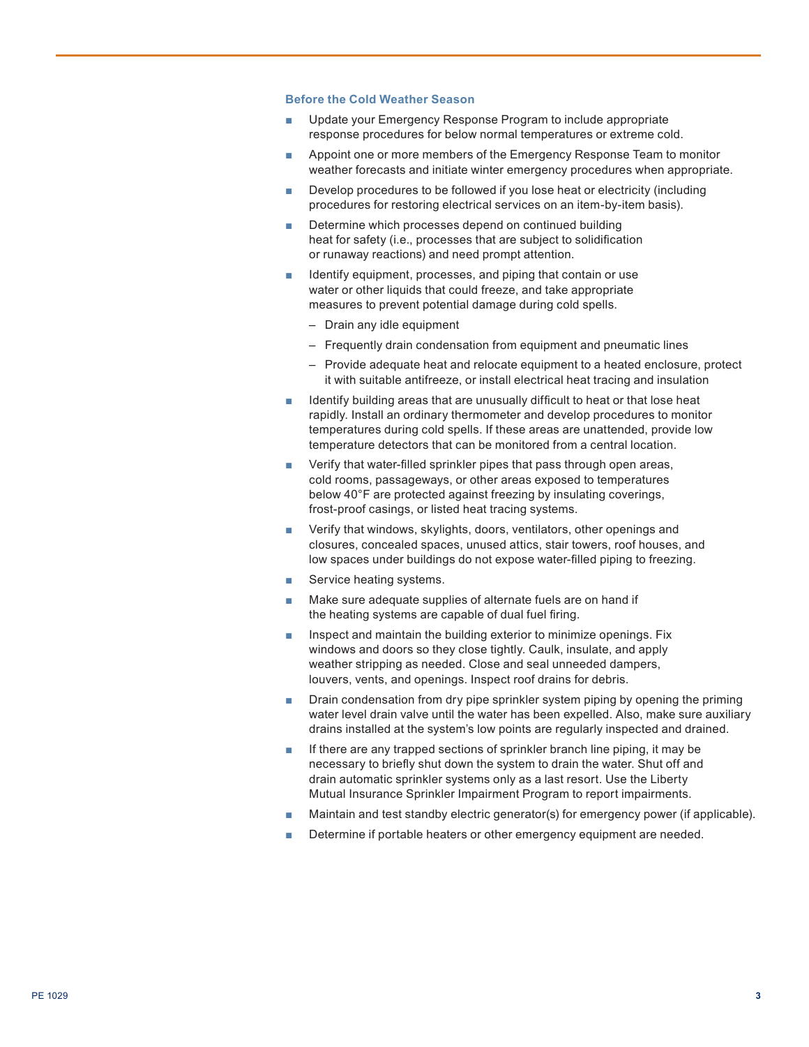### Before the Cold Weather Season

- Update your Emergency Response Program to include appropriate response procedures for below normal temperatures or extreme cold.
- Appoint one or more members of the Emergency Response Team to monitor weather forecasts and initiate winter emergency procedures when appropriate.
- Develop procedures to be followed if you lose heat or electricity (including procedures for restoring electrical services on an item-by-item basis).
- Determine which processes depend on continued building heat for safety (i.e., processes that are subject to solidification or runaway reactions) and need prompt attention.
- Identify equipment, processes, and piping that contain or use water or other liquids that could freeze, and take appropriate measures to prevent potential damage during cold spells.
  - Drain any idle equipment
  - Frequently drain condensation from equipment and pneumatic lines
  - Provide adequate heat and relocate equipment to a heated enclosure, protect it with suitable antifreeze, or install electrical heat tracing and insulation
- Identify building areas that are unusually difficult to heat or that lose heat rapidly. Install an ordinary thermometer and develop procedures to monitor temperatures during cold spells. If these areas are unattended, provide low temperature detectors that can be monitored from a central location.
- Verify that water-filled sprinkler pipes that pass through open areas, cold rooms, passageways, or other areas exposed to temperatures below 40°F are protected against freezing by insulating coverings, frost-proof casings, or listed heat tracing systems.
- Verify that windows, skylights, doors, ventilators, other openings and closures, concealed spaces, unused attics, stair towers, roof houses, and low spaces under buildings do not expose water-filled piping to freezing.
- Service heating systems.
- Make sure adequate supplies of alternate fuels are on hand if the heating systems are capable of dual fuel firing.
- Inspect and maintain the building exterior to minimize openings. Fix windows and doors so they close tightly. Caulk, insulate, and apply weather stripping as needed. Close and seal unneeded dampers, louvers, vents, and openings. Inspect roof drains for debris.
- Drain condensation from dry pipe sprinkler system piping by opening the priming water level drain valve until the water has been expelled. Also, make sure auxiliary drains installed at the system's low points are regularly inspected and drained.
- If there are any trapped sections of sprinkler branch line piping, it may be necessary to briefly shut down the system to drain the water. Shut off and drain automatic sprinkler systems only as a last resort. Use the Liberty Mutual Insurance Sprinkler Impairment Program to report impairments.
- Maintain and test standby electric generator(s) for emergency power (if applicable).
- Determine if portable heaters or other emergency equipment are needed.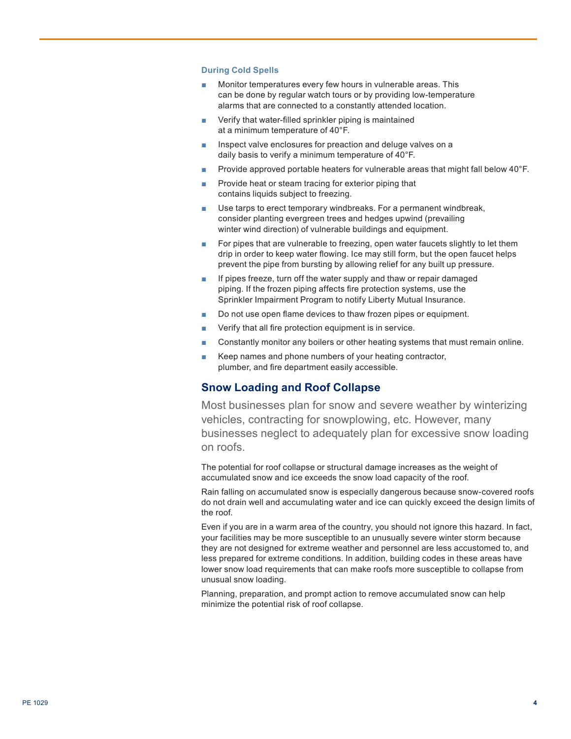### During Cold Spells

- Monitor temperatures every few hours in vulnerable areas. This can be done by regular watch tours or by providing low-temperature alarms that are connected to a constantly attended location.
- Verify that water-filled sprinkler piping is maintained at a minimum temperature of 40°F.
- Inspect valve enclosures for preaction and deluge valves on a daily basis to verify a minimum temperature of 40°F.
- Provide approved portable heaters for vulnerable areas that might fall below 40°F.
- Provide heat or steam tracing for exterior piping that contains liquids subject to freezing.
- Use tarps to erect temporary windbreaks. For a permanent windbreak, consider planting evergreen trees and hedges upwind (prevailing winter wind direction) of vulnerable buildings and equipment.
- For pipes that are vulnerable to freezing, open water faucets slightly to let them drip in order to keep water flowing. Ice may still form, but the open faucet helps prevent the pipe from bursting by allowing relief for any built up pressure.
- If pipes freeze, turn off the water supply and thaw or repair damaged piping. If the frozen piping affects fire protection systems, use the Sprinkler Impairment Program to notify Liberty Mutual Insurance.
- Do not use open flame devices to thaw frozen pipes or equipment.
- Verify that all fire protection equipment is in service.
- Constantly monitor any boilers or other heating systems that must remain online.
- Keep names and phone numbers of your heating contractor, plumber, and fire department easily accessible.

## Snow Loading and Roof Collapse

Most businesses plan for snow and severe weather by winterizing vehicles, contracting for snowplowing, etc. However, many businesses neglect to adequately plan for excessive snow loading on roofs.

The potential for roof collapse or structural damage increases as the weight of accumulated snow and ice exceeds the snow load capacity of the roof.

Rain falling on accumulated snow is especially dangerous because snow-covered roofs do not drain well and accumulating water and ice can quickly exceed the design limits of the roof.

Even if you are in a warm area of the country, you should not ignore this hazard. In fact, your facilities may be more susceptible to an unusually severe winter storm because they are not designed for extreme weather and personnel are less accustomed to, and less prepared for extreme conditions. In addition, building codes in these areas have lower snow load requirements that can make roofs more susceptible to collapse from unusual snow loading.

Planning, preparation, and prompt action to remove accumulated snow can help minimize the potential risk of roof collapse.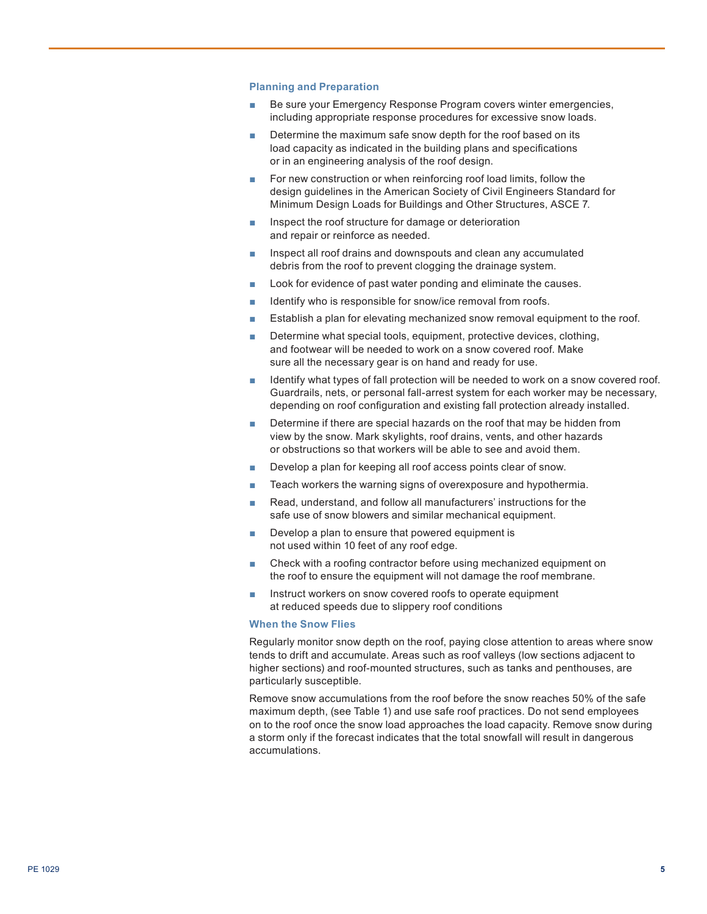### Planning and Preparation

- Be sure your Emergency Response Program covers winter emergencies, including appropriate response procedures for excessive snow loads.
- Determine the maximum safe snow depth for the roof based on its load capacity as indicated in the building plans and specifications or in an engineering analysis of the roof design.
- For new construction or when reinforcing roof load limits, follow the design guidelines in the American Society of Civil Engineers Standard for Minimum Design Loads for Buildings and Other Structures, ASCE 7.
- Inspect the roof structure for damage or deterioration and repair or reinforce as needed.
- Inspect all roof drains and downspouts and clean any accumulated debris from the roof to prevent clogging the drainage system.
- Look for evidence of past water ponding and eliminate the causes.
- Identify who is responsible for snow/ice removal from roofs.
- Establish a plan for elevating mechanized snow removal equipment to the roof.
- Determine what special tools, equipment, protective devices, clothing, and footwear will be needed to work on a snow covered roof. Make sure all the necessary gear is on hand and ready for use.
- Identify what types of fall protection will be needed to work on a snow covered roof. Guardrails, nets, or personal fall-arrest system for each worker may be necessary, depending on roof configuration and existing fall protection already installed.
- Determine if there are special hazards on the roof that may be hidden from view by the snow. Mark skylights, roof drains, vents, and other hazards or obstructions so that workers will be able to see and avoid them.
- Develop a plan for keeping all roof access points clear of snow.
- Teach workers the warning signs of overexposure and hypothermia.
- Read, understand, and follow all manufacturers' instructions for the safe use of snow blowers and similar mechanical equipment.
- Develop a plan to ensure that powered equipment is not used within 10 feet of any roof edge.
- Check with a roofing contractor before using mechanized equipment on the roof to ensure the equipment will not damage the roof membrane.
- Instruct workers on snow covered roofs to operate equipment at reduced speeds due to slippery roof conditions

### When the Snow Flies

Regularly monitor snow depth on the roof, paying close attention to areas where snow tends to drift and accumulate. Areas such as roof valleys (low sections adjacent to higher sections) and roof-mounted structures, such as tanks and penthouses, are particularly susceptible.

Remove snow accumulations from the roof before the snow reaches 50% of the safe maximum depth, (see Table 1) and use safe roof practices. Do not send employees on to the roof once the snow load approaches the load capacity. Remove snow during a storm only if the forecast indicates that the total snowfall will result in dangerous accumulations.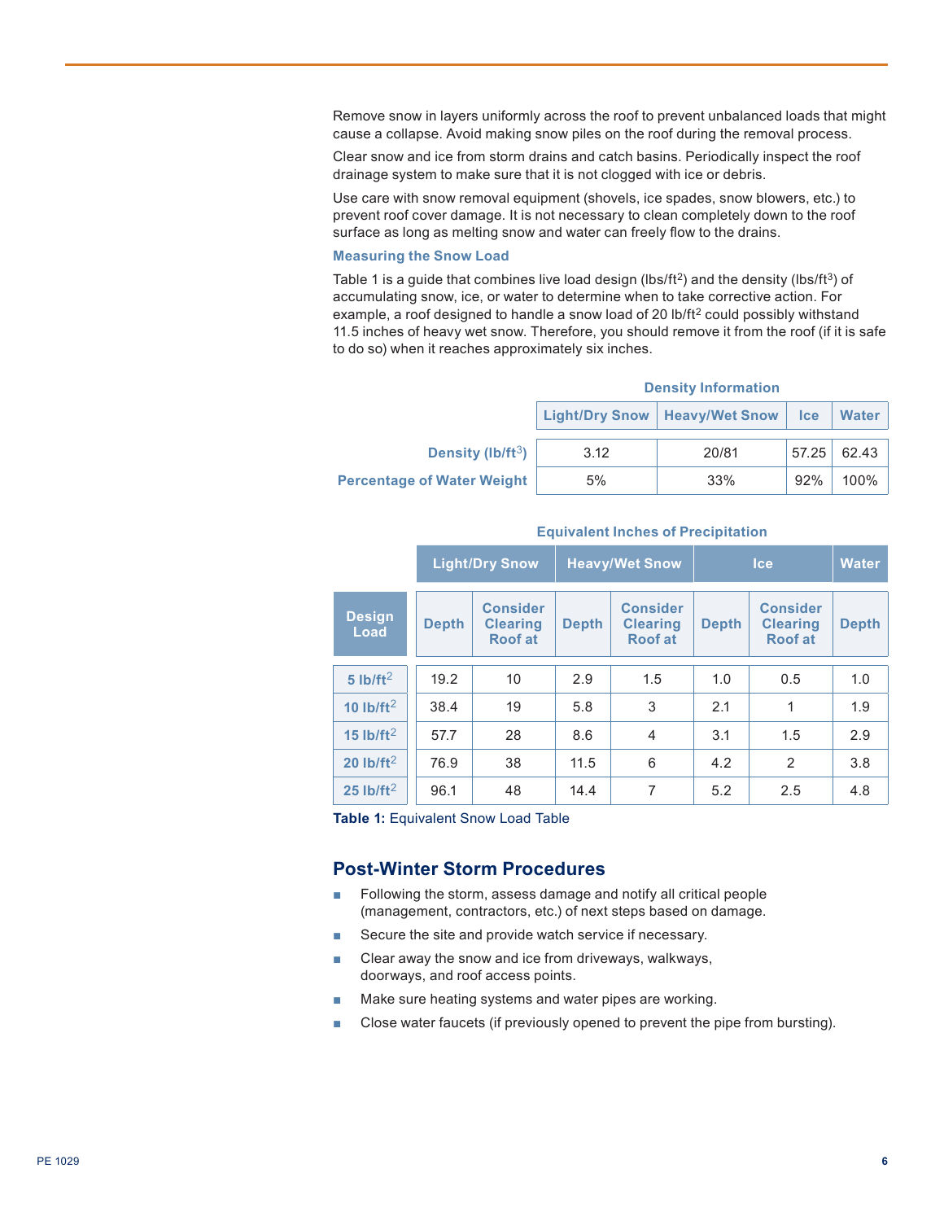Remove snow in layers uniformly across the roof to prevent unbalanced loads that might cause a collapse. Avoid making snow piles on the roof during the removal process.

Clear snow and ice from storm drains and catch basins. Periodically inspect the roof drainage system to make sure that it is not clogged with ice or debris.

Use care with snow removal equipment (shovels, ice spades, snow blowers, etc.) to prevent roof cover damage. It is not necessary to clean completely down to the roof surface as long as melting snow and water can freely flow to the drains.

### Measuring the Snow Load

Table 1 is a guide that combines live load design (lbs/ft$^2$) and the density (lbs/ft$^3$) of accumulating snow, ice, or water to determine when to take corrective action. For example, a roof designed to handle a snow load of 20 lb/ft$^2$ could possibly withstand 11.5 inches of heavy wet snow. Therefore, you should remove it from the roof (if it is safe to do so) when it reaches approximately six inches.

**Density Information**

| | Light/Dry Snow | Heavy/Wet Snow | Ice | Water |
|---|---|---|---|---|
| Density (lb/ft$^3$) | 3.12 | 20/81 | 57.25 | 62.43 |
| Percentage of Water Weight | 5% | 33% | 92% | 100% |

**Equivalent Inches of Precipitation**

| | Light/Dry Snow | | Heavy/Wet Snow | | Ice | | Water |
|---|---|---|---|---|---|---|---|
| Design Load | Depth | Consider Clearing Roof at | Depth | Consider Clearing Roof at | Depth | Consider Clearing Roof at | Depth |
| 5 lb/ft$^2$ | 19.2 | 10 | 2.9 | 1.5 | 1.0 | 0.5 | 1.0 |
| 10 lb/ft$^2$ | 38.4 | 19 | 5.8 | 3 | 2.1 | 1 | 1.9 |
| 15 lb/ft$^2$ | 57.7 | 28 | 8.6 | 4 | 3.1 | 1.5 | 2.9 |
| 20 lb/ft$^2$ | 76.9 | 38 | 11.5 | 6 | 4.2 | 2 | 3.8 |
| 25 lb/ft$^2$ | 96.1 | 48 | 14.4 | 7 | 5.2 | 2.5 | 4.8 |

**Table 1:** Equivalent Snow Load Table

## Post-Winter Storm Procedures

- Following the storm, assess damage and notify all critical people (management, contractors, etc.) of next steps based on damage.
- Secure the site and provide watch service if necessary.
- Clear away the snow and ice from driveways, walkways, doorways, and roof access points.
- Make sure heating systems and water pipes are working.
- Close water faucets (if previously opened to prevent the pipe from bursting).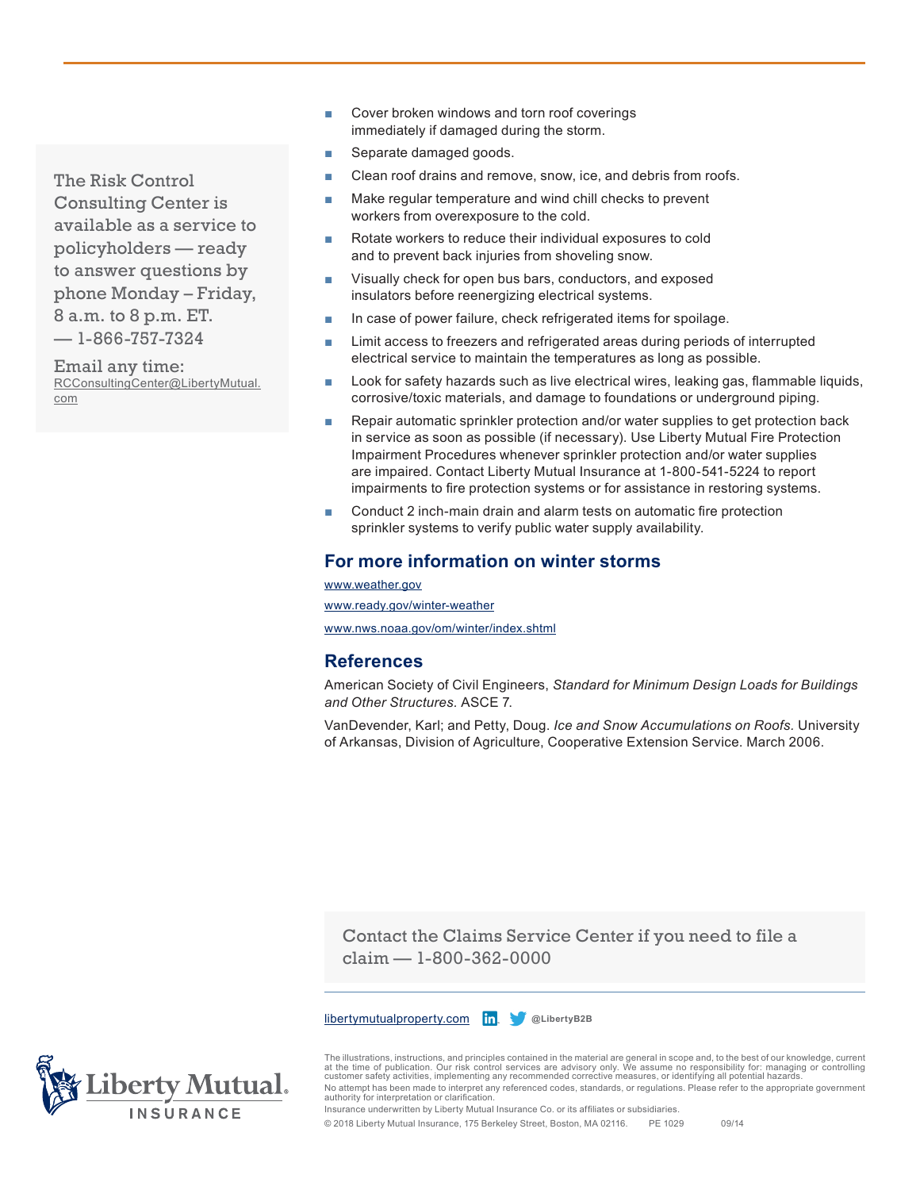The Risk Control Consulting Center is available as a service to policyholders — ready to answer questions by phone Monday – Friday, 8 a.m. to 8 p.m. ET. — 1-866-757-7324

Email any time:
RCConsultingCenter@LibertyMutual.com

- Cover broken windows and torn roof coverings immediately if damaged during the storm.
- Separate damaged goods.
- Clean roof drains and remove, snow, ice, and debris from roofs.
- Make regular temperature and wind chill checks to prevent workers from overexposure to the cold.
- Rotate workers to reduce their individual exposures to cold and to prevent back injuries from shoveling snow.
- Visually check for open bus bars, conductors, and exposed insulators before reenergizing electrical systems.
- In case of power failure, check refrigerated items for spoilage.
- Limit access to freezers and refrigerated areas during periods of interrupted electrical service to maintain the temperatures as long as possible.
- Look for safety hazards such as live electrical wires, leaking gas, flammable liquids, corrosive/toxic materials, and damage to foundations or underground piping.
- Repair automatic sprinkler protection and/or water supplies to get protection back in service as soon as possible (if necessary). Use Liberty Mutual Fire Protection Impairment Procedures whenever sprinkler protection and/or water supplies are impaired. Contact Liberty Mutual Insurance at 1-800-541-5224 to report impairments to fire protection systems or for assistance in restoring systems.
- Conduct 2 inch-main drain and alarm tests on automatic fire protection sprinkler systems to verify public water supply availability.

## For more information on winter storms

www.weather.gov

www.ready.gov/winter-weather

www.nws.noaa.gov/om/winter/index.shtml

## References

American Society of Civil Engineers, *Standard for Minimum Design Loads for Buildings and Other Structures.* ASCE 7.

VanDevender, Karl; and Petty, Doug. *Ice and Snow Accumulations on Roofs.* University of Arkansas, Division of Agriculture, Cooperative Extension Service. March 2006.

Contact the Claims Service Center if you need to file a claim — 1-800-362-0000

libertymutualproperty.com @LibertyB2B

The illustrations, instructions, and principles contained in the material are general in scope and, to the best of our knowledge, current at the time of publication. Our risk control services are advisory only. We assume no responsibility for: managing or controlling customer safety activities, implementing any recommended corrective measures, or identifying all potential hazards.

No attempt has been made to interpret any referenced codes, standards, or regulations. Please refer to the appropriate government authority for interpretation or clarification.

Insurance underwritten by Liberty Mutual Insurance Co. or its affiliates or subsidiaries.

© 2018 Liberty Mutual Insurance, 175 Berkeley Street, Boston, MA 02116. PE 1029 09/14